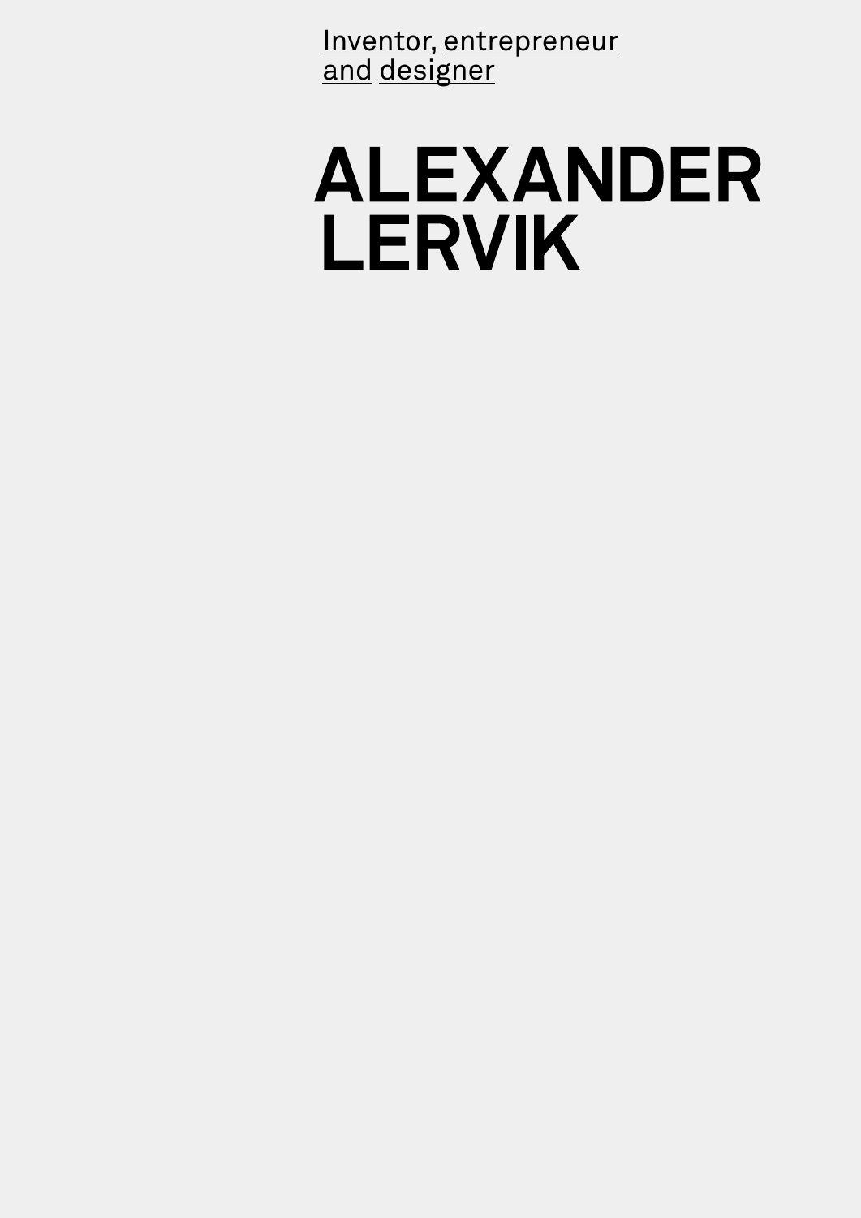Inventor, entrepreneur and designer

# ALEXANDER LERVIK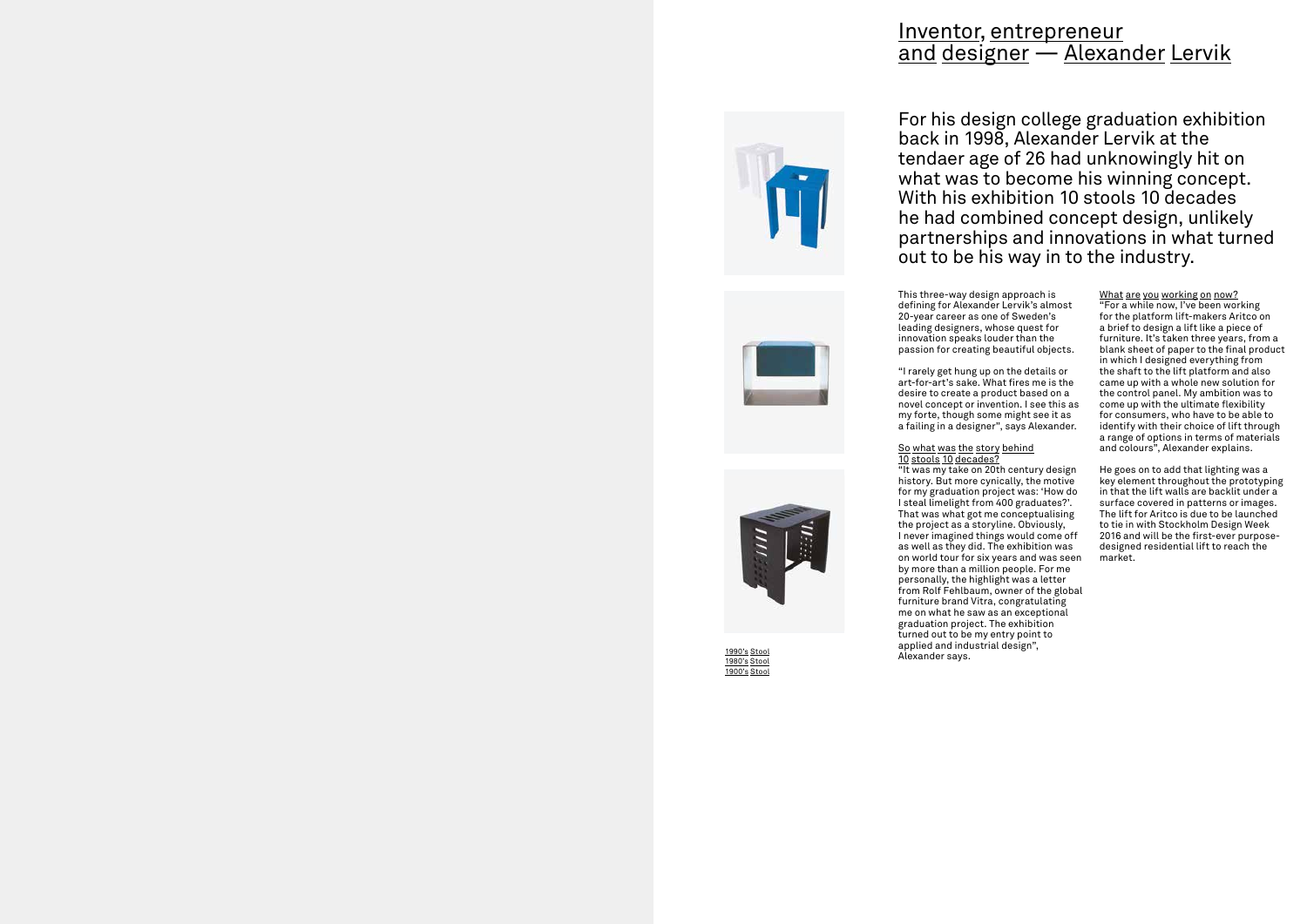# Inventor, entrepreneur and designer — Alexander Lervik

For his design college graduation exhibition back in 1998, Alexander Lervik at the tendaer age of 26 had unknowingly hit on what was to become his winning concept. With his exhibition 10 stools 10 decades he had combined concept design, unlikely partnerships and innovations in what turned out to be his way in to the industry.

1990's Stool
1980's Stool
1900's Stool

This three-way design approach is defining for Alexander Lervik's almost 20-year career as one of Sweden's leading designers, whose quest for innovation speaks louder than the passion for creating beautiful objects.

"I rarely get hung up on the details or art-for-art's sake. What fires me is the desire to create a product based on a novel concept or invention. I see this as my forte, though some might see it as a failing in a designer", says Alexander.

## So what was the story behind 10 stools 10 decades?

"It was my take on 20th century design history. But more cynically, the motive for my graduation project was: 'How do I steal limelight from 400 graduates?'. That was what got me conceptualising the project as a storyline. Obviously, I never imagined things would come off as well as they did. The exhibition was on world tour for six years and was seen by more than a million people. For me personally, the highlight was a letter from Rolf Fehlbaum, owner of the global furniture brand Vitra, congratulating me on what he saw as an exceptional graduation project. The exhibition turned out to be my entry point to applied and industrial design", Alexander says.

## What are you working on now?

"For a while now, I've been working for the platform lift-makers Aritco on a brief to design a lift like a piece of furniture. It's taken three years, from a blank sheet of paper to the final product in which I designed everything from the shaft to the lift platform and also came up with a whole new solution for the control panel. My ambition was to come up with the ultimate flexibility for consumers, who have to be able to identify with their choice of lift through a range of options in terms of materials and colours", Alexander explains.

He goes on to add that lighting was a key element throughout the prototyping in that the lift walls are backlit under a surface covered in patterns or images. The lift for Aritco is due to be launched to tie in with Stockholm Design Week 2016 and will be the first-ever purpose-designed residential lift to reach the market.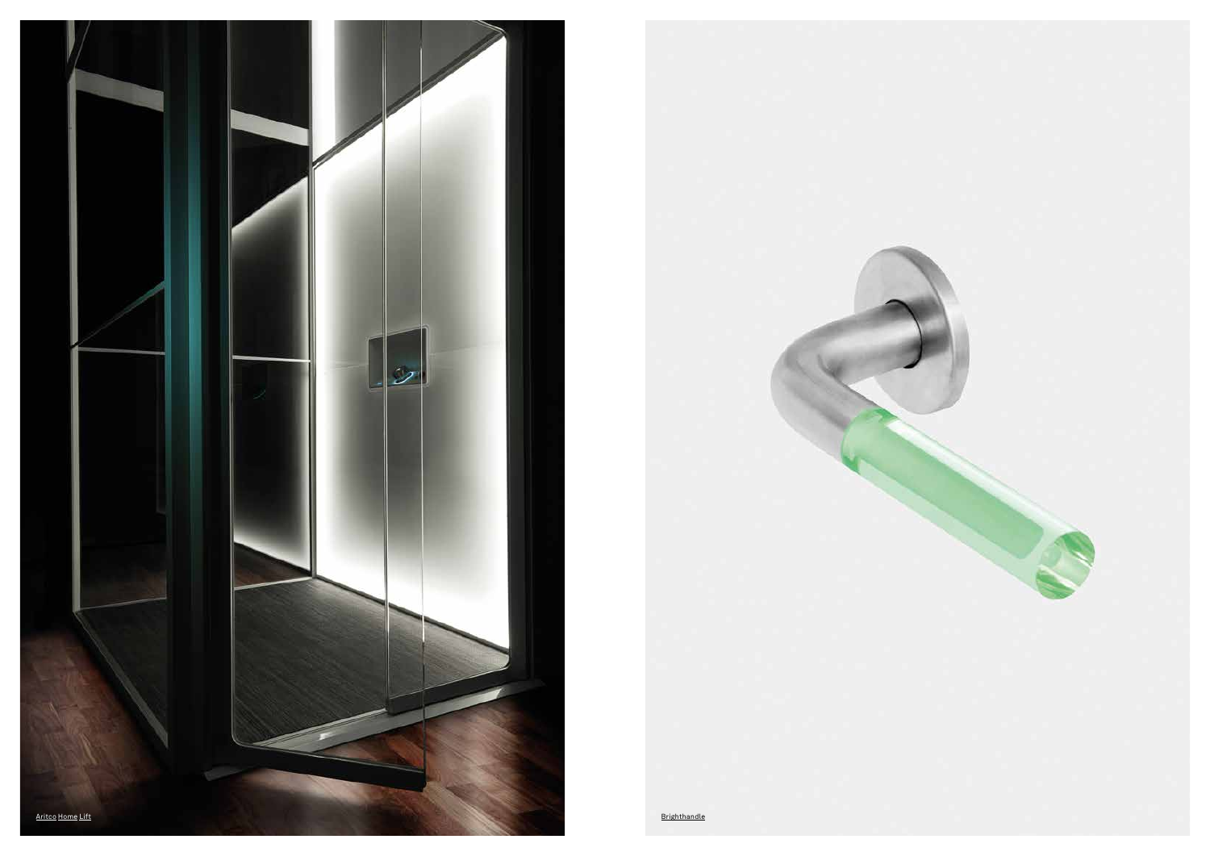Aritco Home Lift

Brighthandle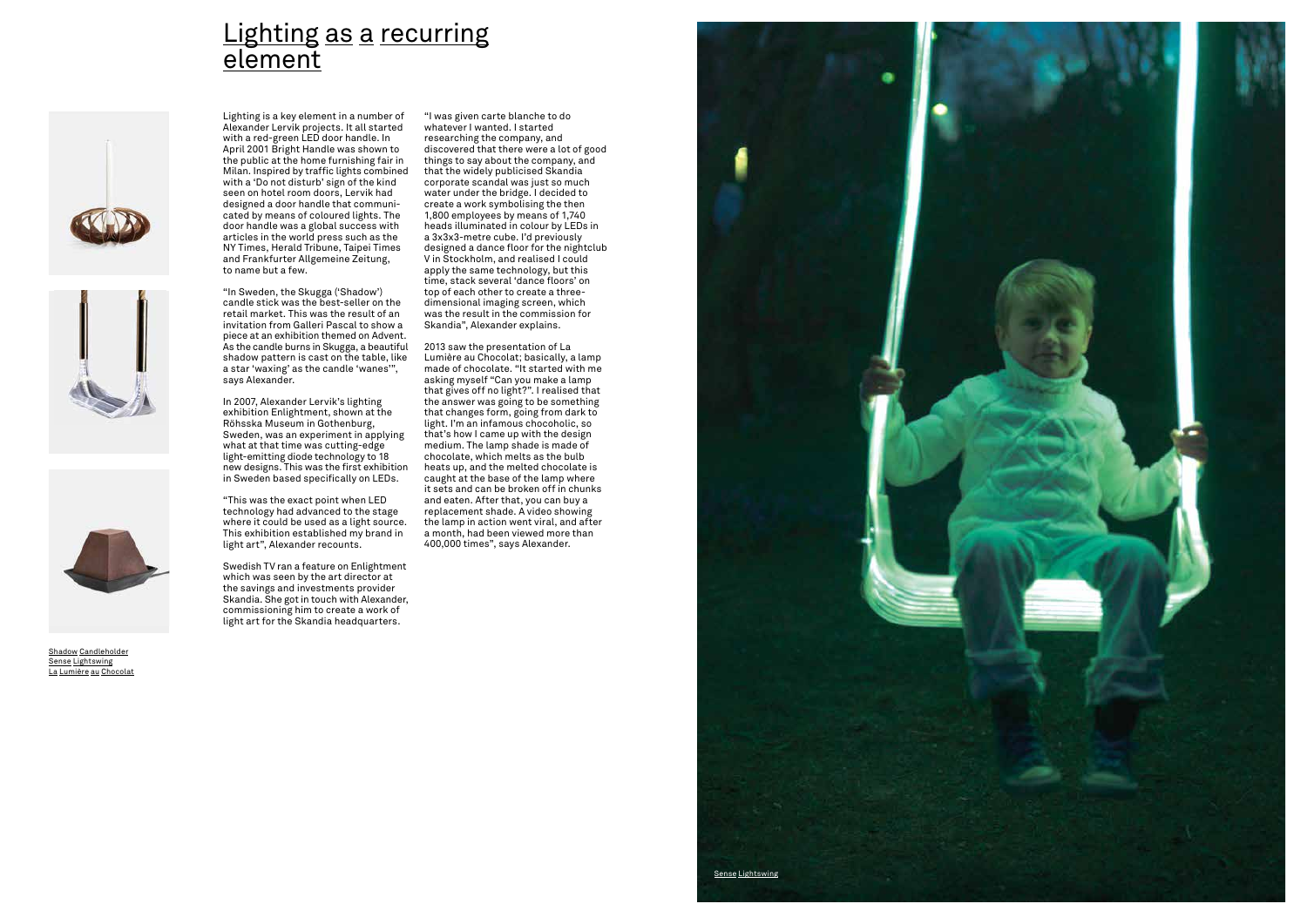# Lighting as a recurring element

Lighting is a key element in a number of Alexander Lervik projects. It all started with a red-green LED door handle. In April 2001 Bright Handle was shown to the public at the home furnishing fair in Milan. Inspired by traffic lights combined with a 'Do not disturb' sign of the kind seen on hotel room doors, Lervik had designed a door handle that communicated by means of coloured lights. The door handle was a global success with articles in the world press such as the NY Times, Herald Tribune, Taipei Times and Frankfurter Allgemeine Zeitung, to name but a few.

"In Sweden, the Skugga ('Shadow') candle stick was the best-seller on the retail market. This was the result of an invitation from Galleri Pascal to show a piece at an exhibition themed on Advent. As the candle burns in Skugga, a beautiful shadow pattern is cast on the table, like a star 'waxing' as the candle 'wanes'", says Alexander.

In 2007, Alexander Lervik's lighting exhibition Enlightment, shown at the Röhsska Museum in Gothenburg, Sweden, was an experiment in applying what at that time was cutting-edge light-emitting diode technology to 18 new designs. This was the first exhibition in Sweden based specifically on LEDs.

"This was the exact point when LED technology had advanced to the stage where it could be used as a light source. This exhibition established my brand in light art", Alexander recounts.

Swedish TV ran a feature on Enlightment which was seen by the art director at the savings and investments provider Skandia. She got in touch with Alexander, commissioning him to create a work of light art for the Skandia headquarters.

"I was given carte blanche to do whatever I wanted. I started researching the company, and discovered that there were a lot of good things to say about the company, and that the widely publicised Skandia corporate scandal was just so much water under the bridge. I decided to create a work symbolising the then 1,800 employees by means of 1,740 heads illuminated in colour by LEDs in a 3x3x3-metre cube. I'd previously designed a dance floor for the nightclub V in Stockholm, and realised I could apply the same technology, but this time, stack several 'dance floors' on top of each other to create a three-dimensional imaging screen, which was the result in the commission for Skandia", Alexander explains.

2013 saw the presentation of La Lumière au Chocolat; basically, a lamp made of chocolate. "It started with me asking myself "Can you make a lamp that gives off no light?". I realised that the answer was going to be something that changes form, going from dark to light. I'm an infamous chocoholic, so that's how I came up with the design medium. The lamp shade is made of chocolate, which melts as the bulb heats up, and the melted chocolate is caught at the base of the lamp where it sets and can be broken off in chunks and eaten. After that, you can buy a replacement shade. A video showing the lamp in action went viral, and after a month, had been viewed more than 400,000 times", says Alexander.

Shadow Candleholder
Sense Lightswing
La Lumière au Chocolat

Sense Lightswing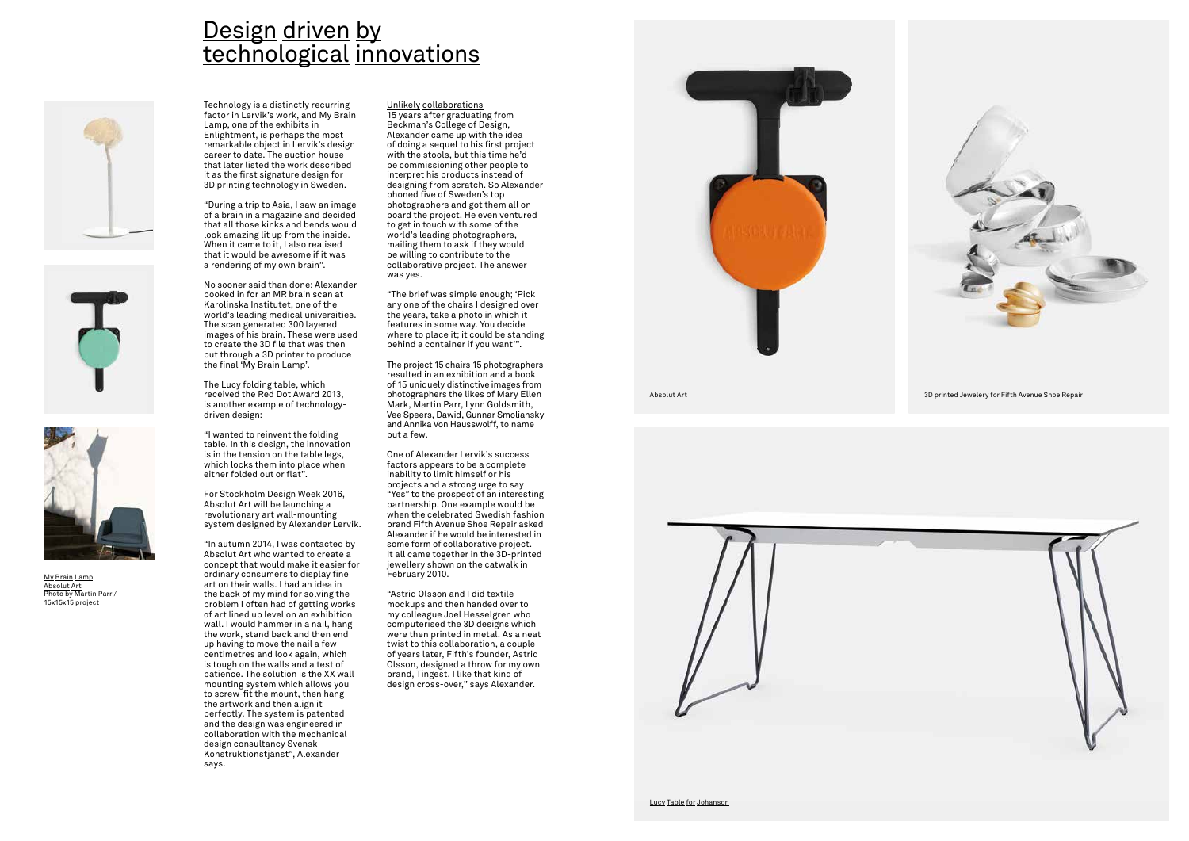# Design driven by technological innovations

My Brain Lamp
Absolut Art
Photo by Martin Parr / 15x15x15 project

Technology is a distinctly recurring factor in Lervik's work, and My Brain Lamp, one of the exhibits in Enlightment, is perhaps the most remarkable object in Lervik's design career to date. The auction house that later listed the work described it as the first signature design for 3D printing technology in Sweden.

"During a trip to Asia, I saw an image of a brain in a magazine and decided that all those kinks and bends would look amazing lit up from the inside. When it came to it, I also realised that it would be awesome if it was a rendering of my own brain".

No sooner said than done: Alexander booked in for an MR brain scan at Karolinska Institutet, one of the world's leading medical universities. The scan generated 300 layered images of his brain. These were used to create the 3D file that was then put through a 3D printer to produce the final 'My Brain Lamp'.

The Lucy folding table, which received the Red Dot Award 2013, is another example of technology-driven design:

"I wanted to reinvent the folding table. In this design, the innovation is in the tension on the table legs, which locks them into place when either folded out or flat".

For Stockholm Design Week 2016, Absolut Art will be launching a revolutionary art wall-mounting system designed by Alexander Lervik.

"In autumn 2014, I was contacted by Absolut Art who wanted to create a concept that would make it easier for ordinary consumers to display fine art on their walls. I had an idea in the back of my mind for solving the problem I often had of getting works of art lined up level on an exhibition wall. I would hammer in a nail, hang the work, stand back and then end up having to move the nail a few centimetres and look again, which is tough on the walls and a test of patience. The solution is the XX wall mounting system which allows you to screw-fit the mount, then hang the artwork and then align it perfectly. The system is patented and the design was engineered in collaboration with the mechanical design consultancy Svensk Konstruktionstjänst", Alexander says.

## Unlikely collaborations

15 years after graduating from Beckman's College of Design, Alexander came up with the idea of doing a sequel to his first project with the stools, but this time he'd be commissioning other people to interpret his products instead of designing from scratch. So Alexander phoned five of Sweden's top photographers and got them all on board the project. He even ventured to get in touch with some of the world's leading photographers, mailing them to ask if they would be willing to contribute to the collaborative project. The answer was yes.

"The brief was simple enough; 'Pick any one of the chairs I designed over the years, take a photo in which it features in some way. You decide where to place it; it could be standing behind a container if you want'".

The project 15 chairs 15 photographers resulted in an exhibition and a book of 15 uniquely distinctive images from photographers the likes of Mary Ellen Mark, Martin Parr, Lynn Goldsmith, Vee Speers, Dawid, Gunnar Smoliansky and Annika Von Hausswolff, to name but a few.

One of Alexander Lervik's success factors appears to be a complete inability to limit himself or his projects and a strong urge to say "Yes" to the prospect of an interesting partnership. One example would be when the celebrated Swedish fashion brand Fifth Avenue Shoe Repair asked Alexander if he would be interested in some form of collaborative project. It all came together in the 3D-printed jewellery shown on the catwalk in February 2010.

"Astrid Olsson and I did textile mockups and then handed over to my colleague Joel Hesselgren who computerised the 3D designs which were then printed in metal. As a neat twist to this collaboration, a couple of years later, Fifth's founder, Astrid Olsson, designed a throw for my own brand, Tingest. I like that kind of design cross-over," says Alexander.

Absolut Art

3D printed Jewelery for Fifth Avenue Shoe Repair

Lucy Table for Johanson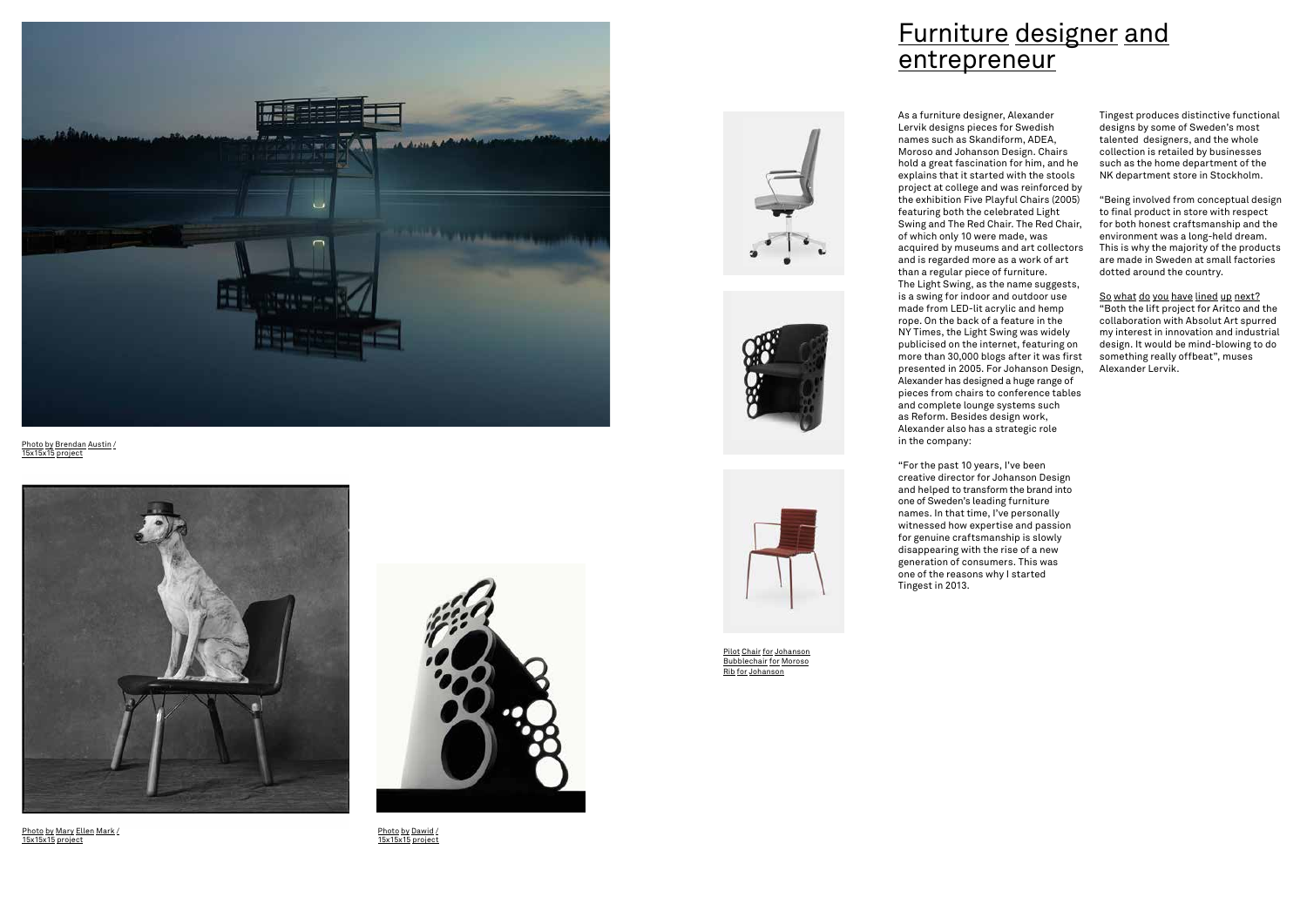# Furniture designer and entrepreneur

Photo by Brendan Austin / 15x15x15 project

Photo by Mary Ellen Mark / 15x15x15 project

Photo by Dawid / 15x15x15 project

Pilot Chair for Johanson
Bubblechair for Moroso
Rib for Johanson

As a furniture designer, Alexander Lervik designs pieces for Swedish names such as Skandiform, ADEA, Moroso and Johanson Design. Chairs hold a great fascination for him, and he explains that it started with the stools project at college and was reinforced by the exhibition Five Playful Chairs (2005) featuring both the celebrated Light Swing and The Red Chair. The Red Chair, of which only 10 were made, was acquired by museums and art collectors and is regarded more as a work of art than a regular piece of furniture.
The Light Swing, as the name suggests, is a swing for indoor and outdoor use made from LED-lit acrylic and hemp rope. On the back of a feature in the NY Times, the Light Swing was widely publicised on the internet, featuring on more than 30,000 blogs after it was first presented in 2005. For Johanson Design, Alexander has designed a huge range of pieces from chairs to conference tables and complete lounge systems such as Reform. Besides design work, Alexander also has a strategic role in the company:

"For the past 10 years, I've been creative director for Johanson Design and helped to transform the brand into one of Sweden's leading furniture names. In that time, I've personally witnessed how expertise and passion for genuine craftsmanship is slowly disappearing with the rise of a new generation of consumers. This was one of the reasons why I started Tingest in 2013.

Tingest produces distinctive functional designs by some of Sweden's most talented designers, and the whole collection is retailed by businesses such as the home department of the NK department store in Stockholm.

"Being involved from conceptual design to final product in store with respect for both honest craftsmanship and the environment was a long-held dream. This is why the majority of the products are made in Sweden at small factories dotted around the country.

So what do you have lined up next?
"Both the lift project for Aritco and the collaboration with Absolut Art spurred my interest in innovation and industrial design. It would be mind-blowing to do something really offbeat", muses Alexander Lervik.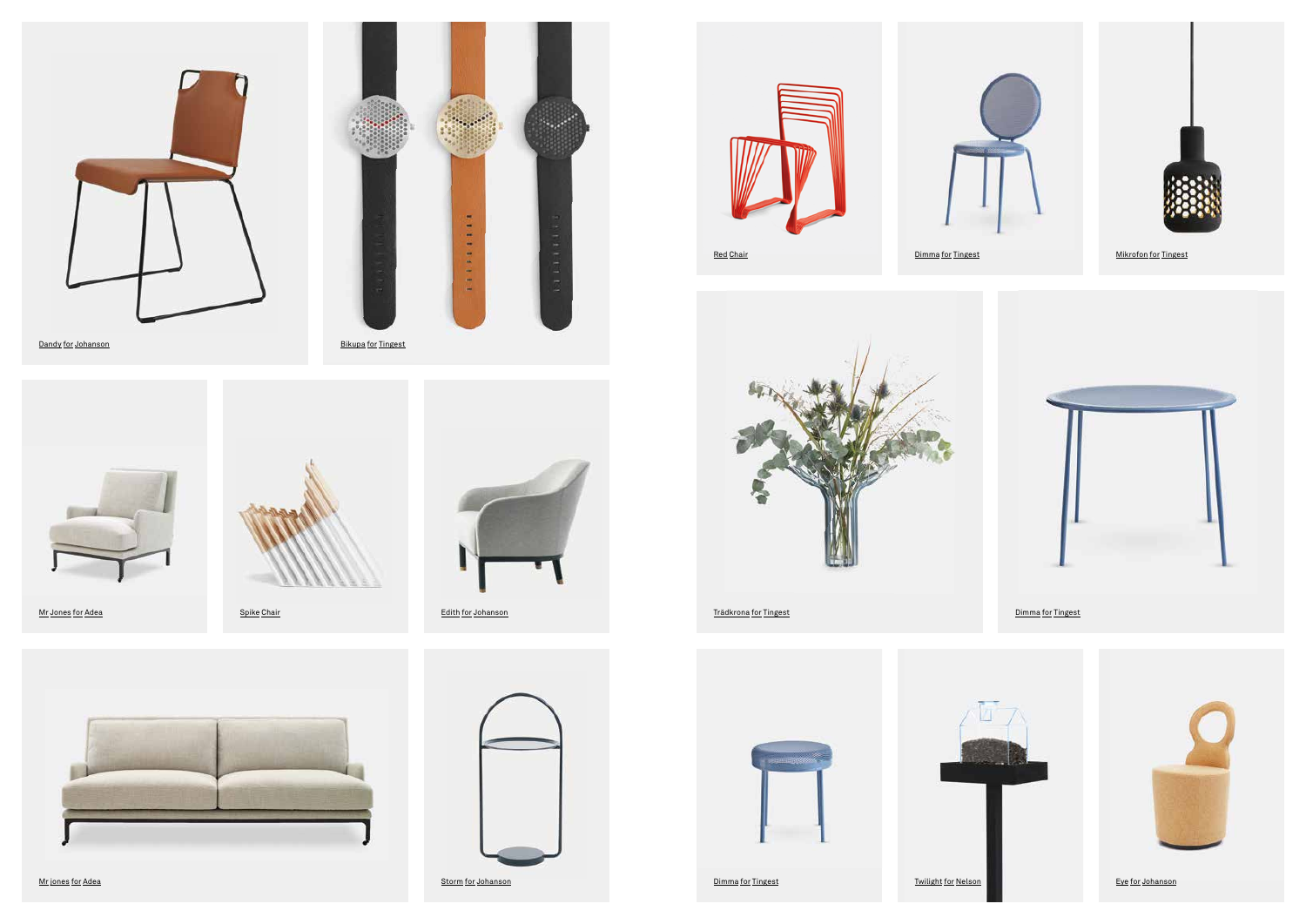Dandy for Johanson

Bikupa for Tingest

Mr Jones for Adea

Spike Chair

Edith for Johanson

Mr jones for Adea

Storm for Johanson

Red Chair

Dimma for Tingest

Mikrofon for Tingest

Trädkrona for Tingest

Dimma for Tingest

Dimma for Tingest

Twilight for Nelson

Eve for Johanson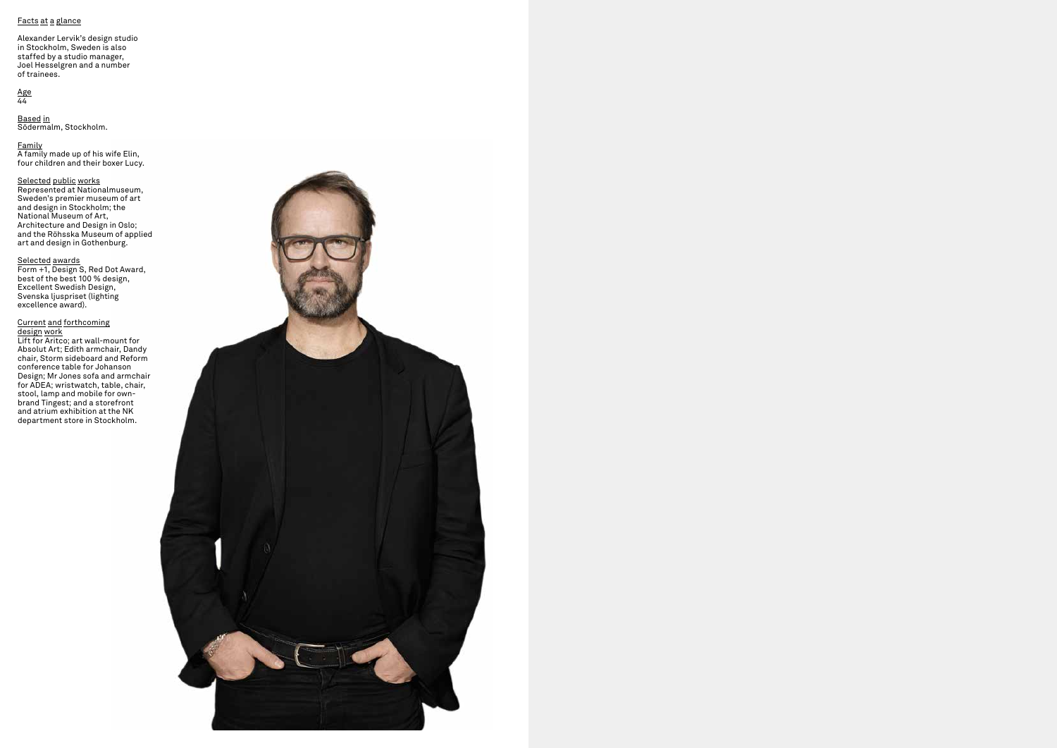## Facts at a glance

Alexander Lervik's design studio in Stockholm, Sweden is also staffed by a studio manager, Joel Hesselgren and a number of trainees.

**Age**
44

**Based in**
Södermalm, Stockholm.

**Family**
A family made up of his wife Elin, four children and their boxer Lucy.

**Selected public works**
Represented at Nationalmuseum, Sweden's premier museum of art and design in Stockholm; the National Museum of Art, Architecture and Design in Oslo; and the Röhsska Museum of applied art and design in Gothenburg.

**Selected awards**
Form +1, Design S, Red Dot Award, best of the best 100 % design, Excellent Swedish Design, Svenska ljuspriset (lighting excellence award).

**Current and forthcoming design work**
Lift for Aritco; art wall-mount for Absolut Art; Edith armchair, Dandy chair, Storm sideboard and Reform conference table for Johanson Design; Mr Jones sofa and armchair for ADEA; wristwatch, table, chair, stool, lamp and mobile for own-brand Tingest; and a storefront and atrium exhibition at the NK department store in Stockholm.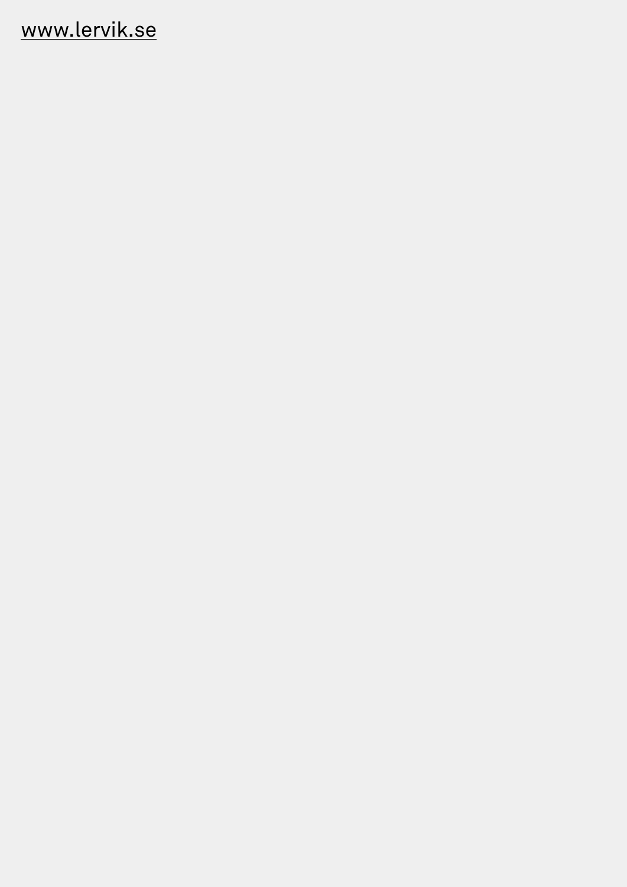www.lervik.se